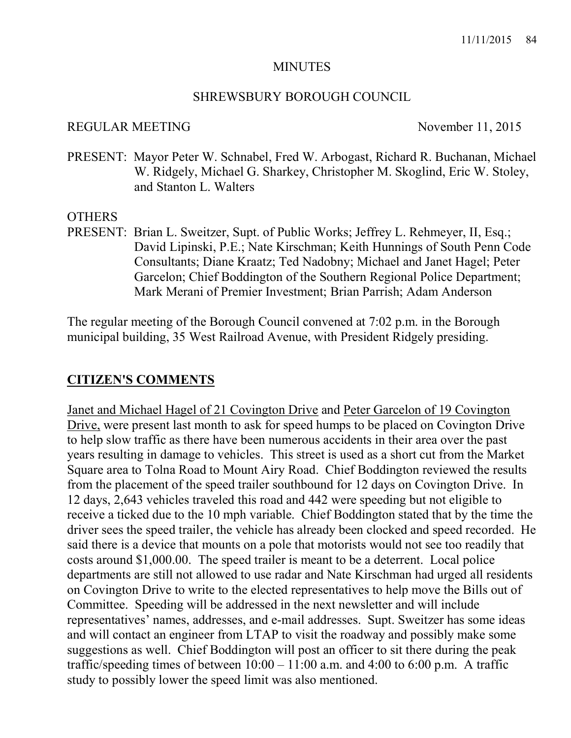MINUTES

SHREWSBURY BOROUGH COUNCIL

REGULAR MEETING November 11, 2015

PRESENT: Mayor Peter W. Schnabel, Fred W. Arbogast, Richard R. Buchanan, Michael W. Ridgely, Michael G. Sharkey, Christopher M. Skoglind, Eric W. Stoley, and Stanton L. Walters

OTHERS
PRESENT: Brian L. Sweitzer, Supt. of Public Works; Jeffrey L. Rehmeyer, II, Esq.; David Lipinski, P.E.; Nate Kirschman; Keith Hunnings of South Penn Code Consultants; Diane Kraatz; Ted Nadobny; Michael and Janet Hagel; Peter Garcelon; Chief Boddington of the Southern Regional Police Department; Mark Merani of Premier Investment; Brian Parrish; Adam Anderson

The regular meeting of the Borough Council convened at 7:02 p.m. in the Borough municipal building, 35 West Railroad Avenue, with President Ridgely presiding.

## CITIZEN'S COMMENTS

Janet and Michael Hagel of 21 Covington Drive and Peter Garcelon of 19 Covington Drive, were present last month to ask for speed humps to be placed on Covington Drive to help slow traffic as there have been numerous accidents in their area over the past years resulting in damage to vehicles. This street is used as a short cut from the Market Square area to Tolna Road to Mount Airy Road. Chief Boddington reviewed the results from the placement of the speed trailer southbound for 12 days on Covington Drive. In 12 days, 2,643 vehicles traveled this road and 442 were speeding but not eligible to receive a ticked due to the 10 mph variable. Chief Boddington stated that by the time the driver sees the speed trailer, the vehicle has already been clocked and speed recorded. He said there is a device that mounts on a pole that motorists would not see too readily that costs around $1,000.00. The speed trailer is meant to be a deterrent. Local police departments are still not allowed to use radar and Nate Kirschman had urged all residents on Covington Drive to write to the elected representatives to help move the Bills out of Committee. Speeding will be addressed in the next newsletter and will include representatives' names, addresses, and e-mail addresses. Supt. Sweitzer has some ideas and will contact an engineer from LTAP to visit the roadway and possibly make some suggestions as well. Chief Boddington will post an officer to sit there during the peak traffic/speeding times of between 10:00 – 11:00 a.m. and 4:00 to 6:00 p.m. A traffic study to possibly lower the speed limit was also mentioned.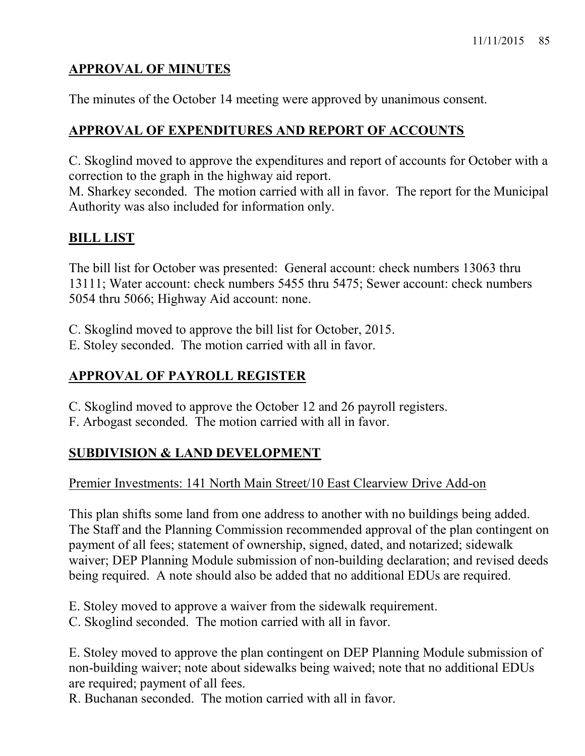## APPROVAL OF MINUTES

The minutes of the October 14 meeting were approved by unanimous consent.

## APPROVAL OF EXPENDITURES AND REPORT OF ACCOUNTS

C. Skoglind moved to approve the expenditures and report of accounts for October with a correction to the graph in the highway aid report.
M. Sharkey seconded. The motion carried with all in favor. The report for the Municipal Authority was also included for information only.

## BILL LIST

The bill list for October was presented: General account: check numbers 13063 thru 13111; Water account: check numbers 5455 thru 5475; Sewer account: check numbers 5054 thru 5066; Highway Aid account: none.

C. Skoglind moved to approve the bill list for October, 2015.
E. Stoley seconded. The motion carried with all in favor.

## APPROVAL OF PAYROLL REGISTER

C. Skoglind moved to approve the October 12 and 26 payroll registers.
F. Arbogast seconded. The motion carried with all in favor.

## SUBDIVISION & LAND DEVELOPMENT

### Premier Investments: 141 North Main Street/10 East Clearview Drive Add-on

This plan shifts some land from one address to another with no buildings being added. The Staff and the Planning Commission recommended approval of the plan contingent on payment of all fees; statement of ownership, signed, dated, and notarized; sidewalk waiver; DEP Planning Module submission of non-building declaration; and revised deeds being required. A note should also be added that no additional EDUs are required.

E. Stoley moved to approve a waiver from the sidewalk requirement.
C. Skoglind seconded. The motion carried with all in favor.

E. Stoley moved to approve the plan contingent on DEP Planning Module submission of non-building waiver; note about sidewalks being waived; note that no additional EDUs are required; payment of all fees.
R. Buchanan seconded. The motion carried with all in favor.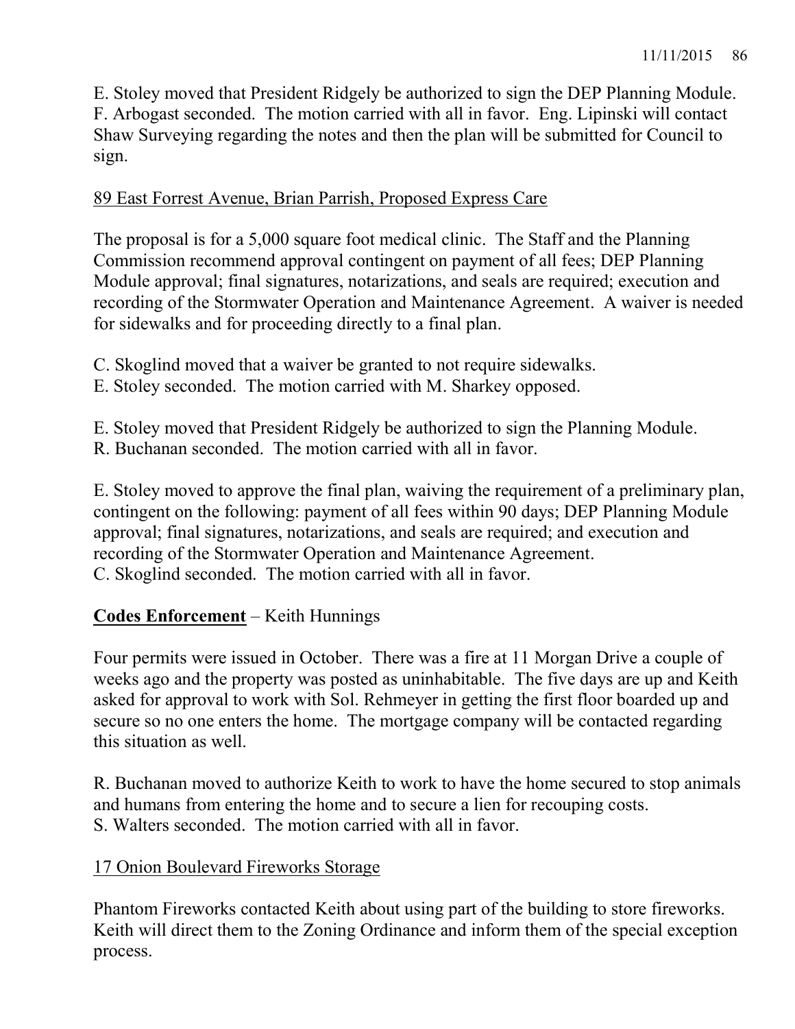E. Stoley moved that President Ridgely be authorized to sign the DEP Planning Module. F. Arbogast seconded. The motion carried with all in favor. Eng. Lipinski will contact Shaw Surveying regarding the notes and then the plan will be submitted for Council to sign.

<u>89 East Forrest Avenue, Brian Parrish, Proposed Express Care</u>

The proposal is for a 5,000 square foot medical clinic. The Staff and the Planning Commission recommend approval contingent on payment of all fees; DEP Planning Module approval; final signatures, notarizations, and seals are required; execution and recording of the Stormwater Operation and Maintenance Agreement. A waiver is needed for sidewalks and for proceeding directly to a final plan.

C. Skoglind moved that a waiver be granted to not require sidewalks.
E. Stoley seconded. The motion carried with M. Sharkey opposed.

E. Stoley moved that President Ridgely be authorized to sign the Planning Module.
R. Buchanan seconded. The motion carried with all in favor.

E. Stoley moved to approve the final plan, waiving the requirement of a preliminary plan, contingent on the following: payment of all fees within 90 days; DEP Planning Module approval; final signatures, notarizations, and seals are required; and execution and recording of the Stormwater Operation and Maintenance Agreement.
C. Skoglind seconded. The motion carried with all in favor.

**<u>Codes Enforcement</u>** – Keith Hunnings

Four permits were issued in October. There was a fire at 11 Morgan Drive a couple of weeks ago and the property was posted as uninhabitable. The five days are up and Keith asked for approval to work with Sol. Rehmeyer in getting the first floor boarded up and secure so no one enters the home. The mortgage company will be contacted regarding this situation as well.

R. Buchanan moved to authorize Keith to work to have the home secured to stop animals and humans from entering the home and to secure a lien for recouping costs.
S. Walters seconded. The motion carried with all in favor.

<u>17 Onion Boulevard Fireworks Storage</u>

Phantom Fireworks contacted Keith about using part of the building to store fireworks. Keith will direct them to the Zoning Ordinance and inform them of the special exception process.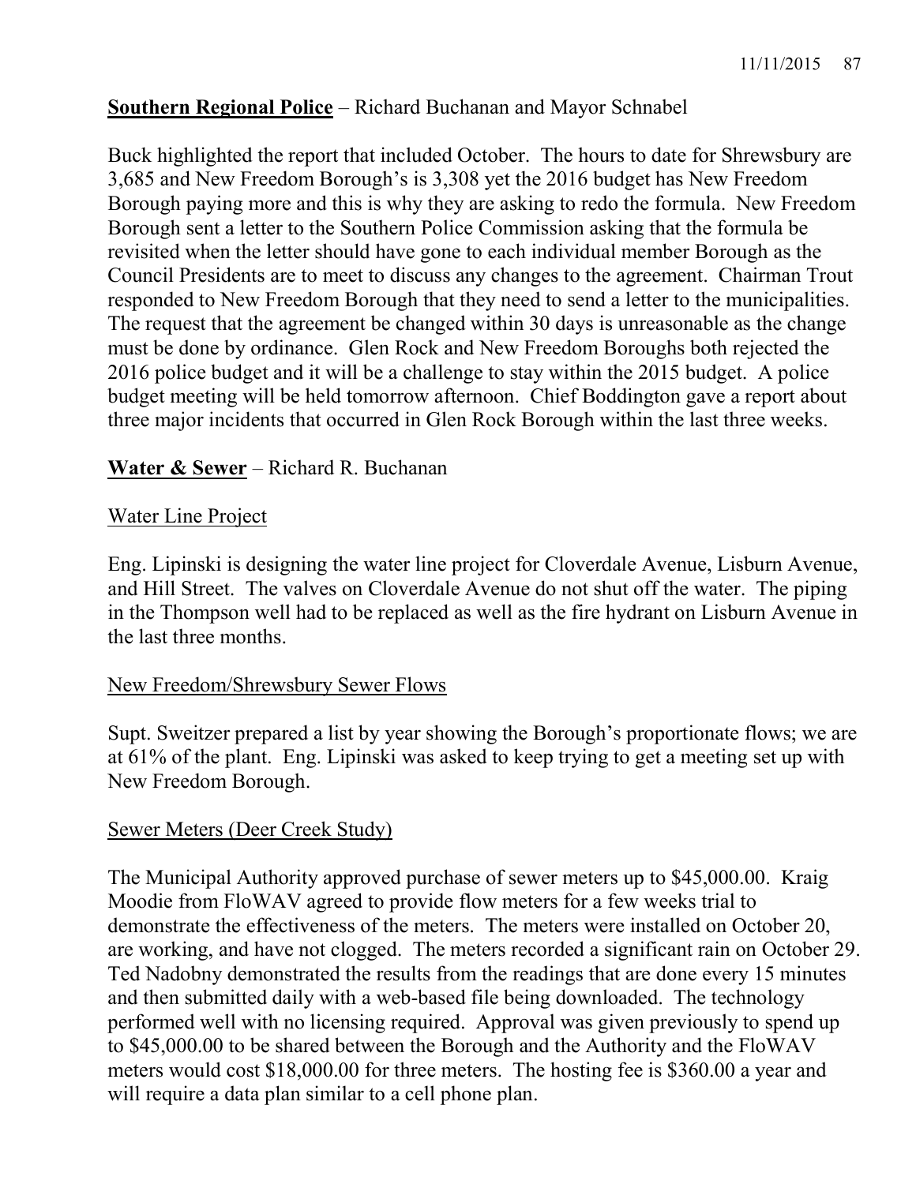**Southern Regional Police** – Richard Buchanan and Mayor Schnabel

Buck highlighted the report that included October. The hours to date for Shrewsbury are 3,685 and New Freedom Borough's is 3,308 yet the 2016 budget has New Freedom Borough paying more and this is why they are asking to redo the formula. New Freedom Borough sent a letter to the Southern Police Commission asking that the formula be revisited when the letter should have gone to each individual member Borough as the Council Presidents are to meet to discuss any changes to the agreement. Chairman Trout responded to New Freedom Borough that they need to send a letter to the municipalities. The request that the agreement be changed within 30 days is unreasonable as the change must be done by ordinance. Glen Rock and New Freedom Boroughs both rejected the 2016 police budget and it will be a challenge to stay within the 2015 budget. A police budget meeting will be held tomorrow afternoon. Chief Boddington gave a report about three major incidents that occurred in Glen Rock Borough within the last three weeks.

**Water & Sewer** – Richard R. Buchanan

Water Line Project

Eng. Lipinski is designing the water line project for Cloverdale Avenue, Lisburn Avenue, and Hill Street. The valves on Cloverdale Avenue do not shut off the water. The piping in the Thompson well had to be replaced as well as the fire hydrant on Lisburn Avenue in the last three months.

New Freedom/Shrewsbury Sewer Flows

Supt. Sweitzer prepared a list by year showing the Borough's proportionate flows; we are at 61% of the plant. Eng. Lipinski was asked to keep trying to get a meeting set up with New Freedom Borough.

Sewer Meters (Deer Creek Study)

The Municipal Authority approved purchase of sewer meters up to $45,000.00. Kraig Moodie from FloWAV agreed to provide flow meters for a few weeks trial to demonstrate the effectiveness of the meters. The meters were installed on October 20, are working, and have not clogged. The meters recorded a significant rain on October 29. Ted Nadobny demonstrated the results from the readings that are done every 15 minutes and then submitted daily with a web-based file being downloaded. The technology performed well with no licensing required. Approval was given previously to spend up to $45,000.00 to be shared between the Borough and the Authority and the FloWAV meters would cost $18,000.00 for three meters. The hosting fee is $360.00 a year and will require a data plan similar to a cell phone plan.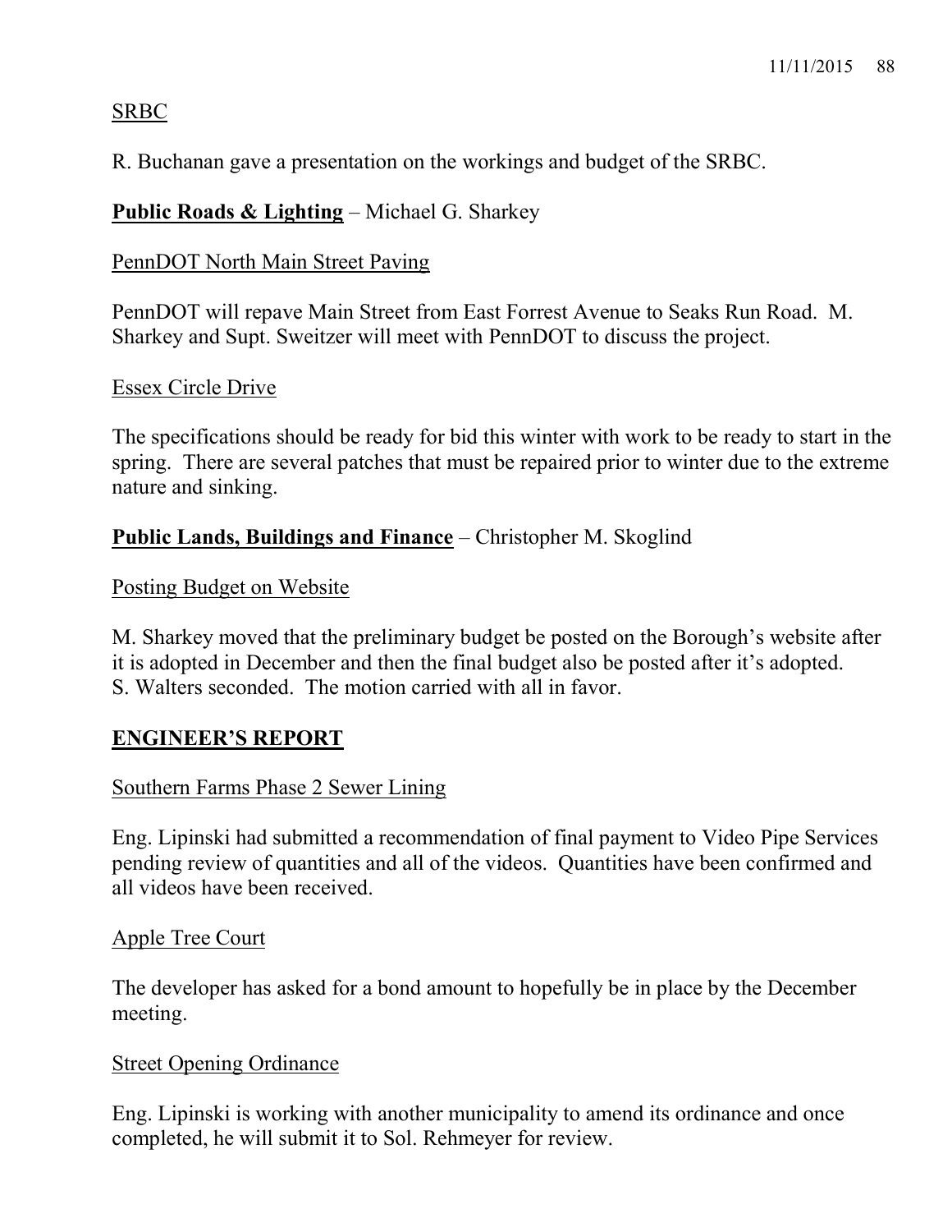SRBC

R. Buchanan gave a presentation on the workings and budget of the SRBC.

**Public Roads & Lighting** – Michael G. Sharkey

PennDOT North Main Street Paving

PennDOT will repave Main Street from East Forrest Avenue to Seaks Run Road. M. Sharkey and Supt. Sweitzer will meet with PennDOT to discuss the project.

Essex Circle Drive

The specifications should be ready for bid this winter with work to be ready to start in the spring. There are several patches that must be repaired prior to winter due to the extreme nature and sinking.

**Public Lands, Buildings and Finance** – Christopher M. Skoglind

Posting Budget on Website

M. Sharkey moved that the preliminary budget be posted on the Borough's website after it is adopted in December and then the final budget also be posted after it's adopted. S. Walters seconded. The motion carried with all in favor.

## ENGINEER'S REPORT

Southern Farms Phase 2 Sewer Lining

Eng. Lipinski had submitted a recommendation of final payment to Video Pipe Services pending review of quantities and all of the videos. Quantities have been confirmed and all videos have been received.

Apple Tree Court

The developer has asked for a bond amount to hopefully be in place by the December meeting.

Street Opening Ordinance

Eng. Lipinski is working with another municipality to amend its ordinance and once completed, he will submit it to Sol. Rehmeyer for review.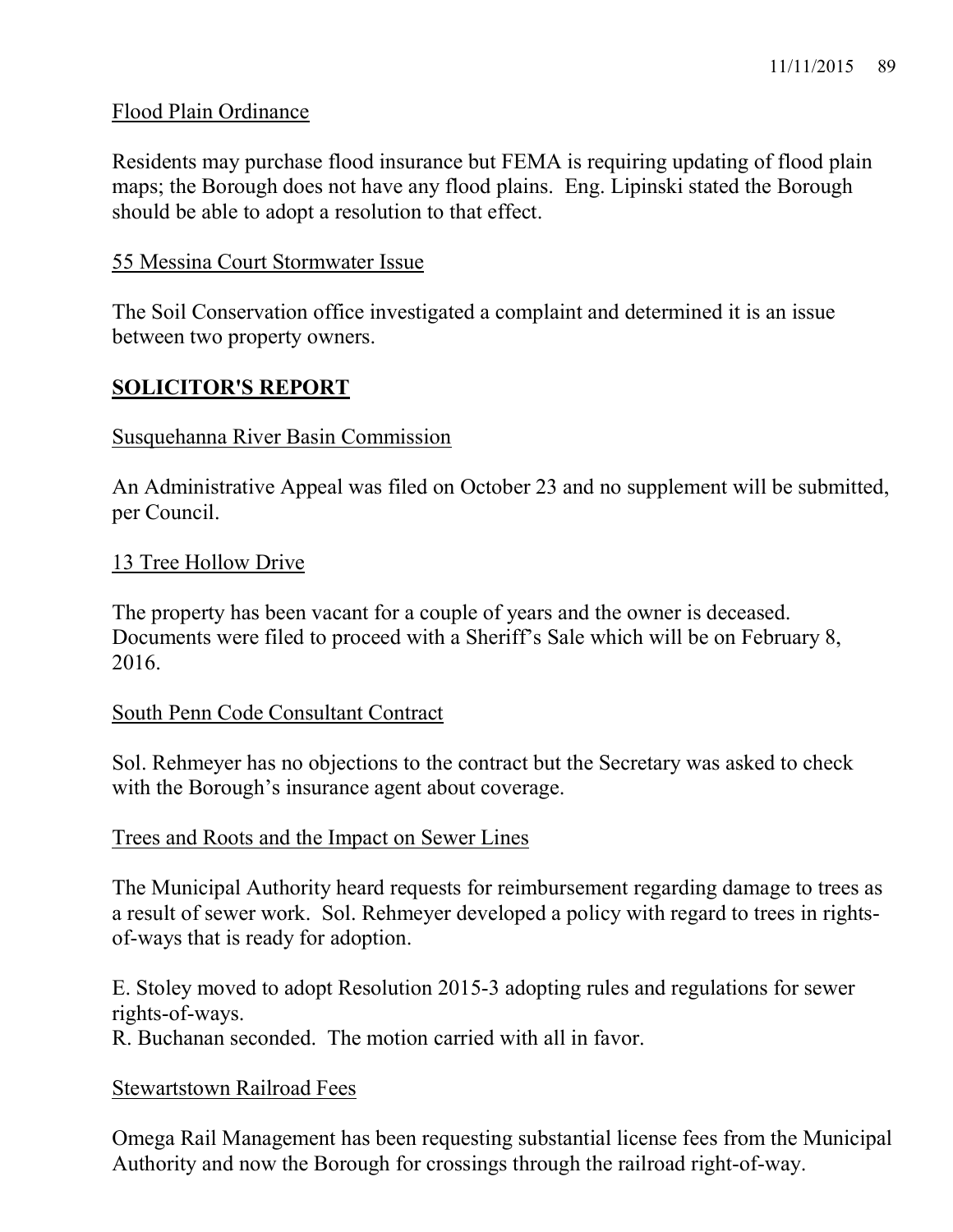Flood Plain Ordinance

Residents may purchase flood insurance but FEMA is requiring updating of flood plain maps; the Borough does not have any flood plains. Eng. Lipinski stated the Borough should be able to adopt a resolution to that effect.

55 Messina Court Stormwater Issue

The Soil Conservation office investigated a complaint and determined it is an issue between two property owners.

## SOLICITOR'S REPORT

Susquehanna River Basin Commission

An Administrative Appeal was filed on October 23 and no supplement will be submitted, per Council.

13 Tree Hollow Drive

The property has been vacant for a couple of years and the owner is deceased. Documents were filed to proceed with a Sheriff's Sale which will be on February 8, 2016.

South Penn Code Consultant Contract

Sol. Rehmeyer has no objections to the contract but the Secretary was asked to check with the Borough's insurance agent about coverage.

Trees and Roots and the Impact on Sewer Lines

The Municipal Authority heard requests for reimbursement regarding damage to trees as a result of sewer work. Sol. Rehmeyer developed a policy with regard to trees in rights-of-ways that is ready for adoption.

E. Stoley moved to adopt Resolution 2015-3 adopting rules and regulations for sewer rights-of-ways.
R. Buchanan seconded. The motion carried with all in favor.

Stewartstown Railroad Fees

Omega Rail Management has been requesting substantial license fees from the Municipal Authority and now the Borough for crossings through the railroad right-of-way.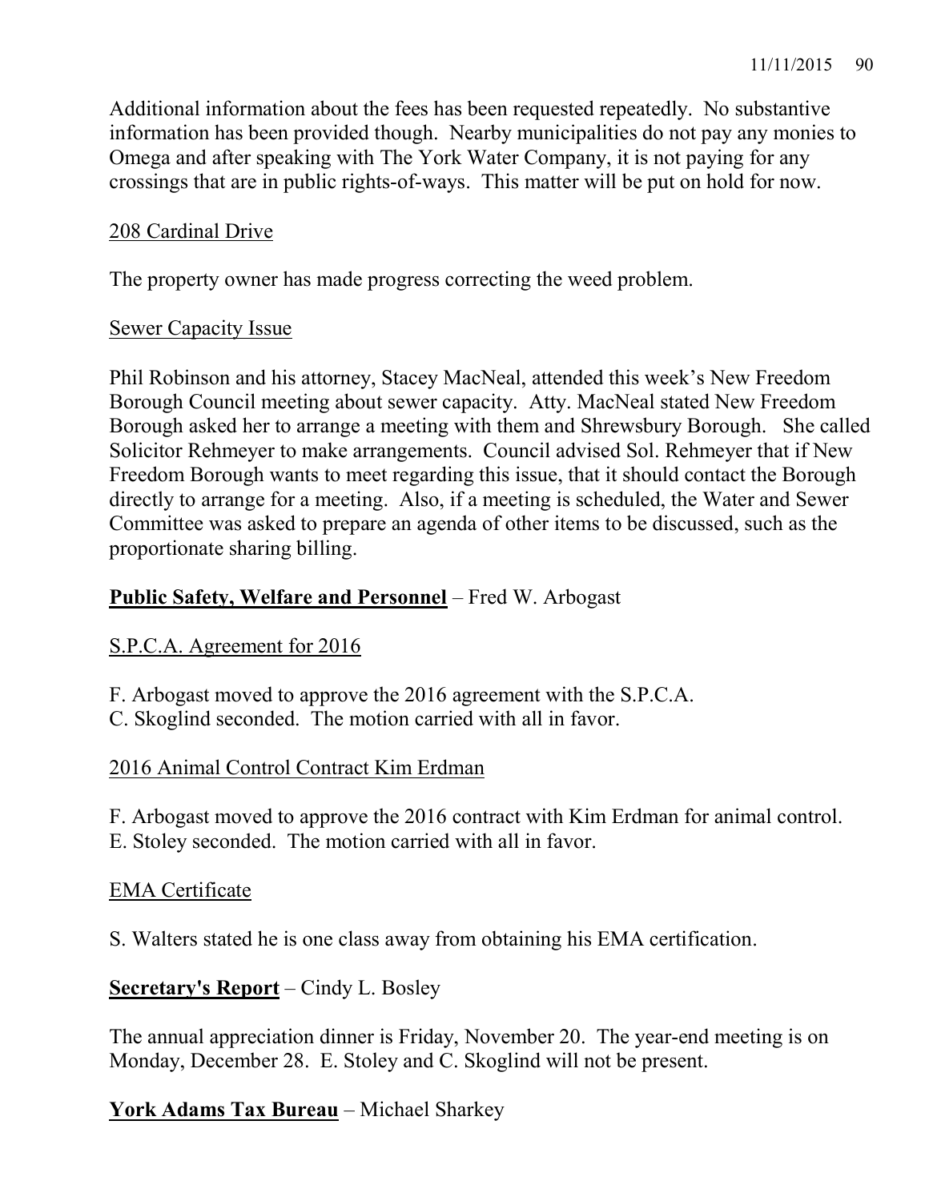Additional information about the fees has been requested repeatedly. No substantive information has been provided though. Nearby municipalities do not pay any monies to Omega and after speaking with The York Water Company, it is not paying for any crossings that are in public rights-of-ways. This matter will be put on hold for now.

<u>208 Cardinal Drive</u>

The property owner has made progress correcting the weed problem.

<u>Sewer Capacity Issue</u>

Phil Robinson and his attorney, Stacey MacNeal, attended this week's New Freedom Borough Council meeting about sewer capacity. Atty. MacNeal stated New Freedom Borough asked her to arrange a meeting with them and Shrewsbury Borough. She called Solicitor Rehmeyer to make arrangements. Council advised Sol. Rehmeyer that if New Freedom Borough wants to meet regarding this issue, that it should contact the Borough directly to arrange for a meeting. Also, if a meeting is scheduled, the Water and Sewer Committee was asked to prepare an agenda of other items to be discussed, such as the proportionate sharing billing.

**<u>Public Safety, Welfare and Personnel</u>** – Fred W. Arbogast

<u>S.P.C.A. Agreement for 2016</u>

F. Arbogast moved to approve the 2016 agreement with the S.P.C.A.
C. Skoglind seconded. The motion carried with all in favor.

<u>2016 Animal Control Contract Kim Erdman</u>

F. Arbogast moved to approve the 2016 contract with Kim Erdman for animal control.
E. Stoley seconded. The motion carried with all in favor.

<u>EMA Certificate</u>

S. Walters stated he is one class away from obtaining his EMA certification.

**<u>Secretary's Report</u>** – Cindy L. Bosley

The annual appreciation dinner is Friday, November 20. The year-end meeting is on Monday, December 28. E. Stoley and C. Skoglind will not be present.

**<u>York Adams Tax Bureau</u>** – Michael Sharkey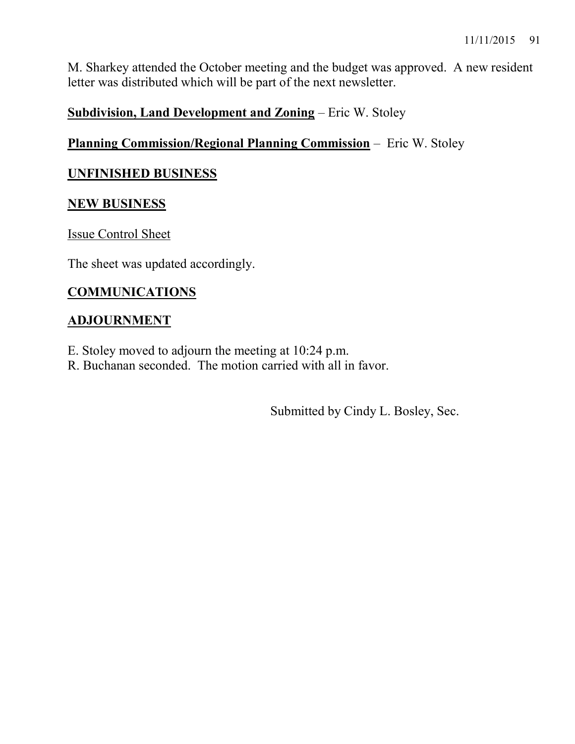M. Sharkey attended the October meeting and the budget was approved. A new resident letter was distributed which will be part of the next newsletter.

**Subdivision, Land Development and Zoning** – Eric W. Stoley

**Planning Commission/Regional Planning Commission** – Eric W. Stoley

## UNFINISHED BUSINESS

## NEW BUSINESS

Issue Control Sheet

The sheet was updated accordingly.

## COMMUNICATIONS

## ADJOURNMENT

E. Stoley moved to adjourn the meeting at 10:24 p.m.
R. Buchanan seconded. The motion carried with all in favor.

Submitted by Cindy L. Bosley, Sec.